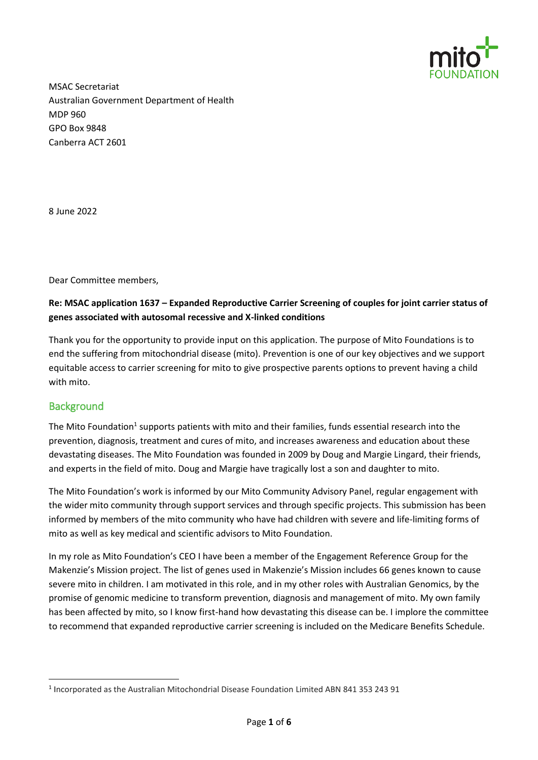MSAC Secretariat
Australian Government Department of Health
MDP 960
GPO Box 9848
Canberra ACT 2601

8 June 2022

Dear Committee members,

**Re: MSAC application 1637 – Expanded Reproductive Carrier Screening of couples for joint carrier status of genes associated with autosomal recessive and X-linked conditions**

Thank you for the opportunity to provide input on this application. The purpose of Mito Foundations is to end the suffering from mitochondrial disease (mito). Prevention is one of our key objectives and we support equitable access to carrier screening for mito to give prospective parents options to prevent having a child with mito.

## Background

The Mito Foundation[1] supports patients with mito and their families, funds essential research into the prevention, diagnosis, treatment and cures of mito, and increases awareness and education about these devastating diseases. The Mito Foundation was founded in 2009 by Doug and Margie Lingard, their friends, and experts in the field of mito. Doug and Margie have tragically lost a son and daughter to mito.

The Mito Foundation's work is informed by our Mito Community Advisory Panel, regular engagement with the wider mito community through support services and through specific projects. This submission has been informed by members of the mito community who have had children with severe and life-limiting forms of mito as well as key medical and scientific advisors to Mito Foundation.

In my role as Mito Foundation's CEO I have been a member of the Engagement Reference Group for the Makenzie's Mission project. The list of genes used in Makenzie's Mission includes 66 genes known to cause severe mito in children. I am motivated in this role, and in my other roles with Australian Genomics, by the promise of genomic medicine to transform prevention, diagnosis and management of mito. My own family has been affected by mito, so I know first-hand how devastating this disease can be. I implore the committee to recommend that expanded reproductive carrier screening is included on the Medicare Benefits Schedule.

[1] Incorporated as the Australian Mitochondrial Disease Foundation Limited ABN 841 353 243 91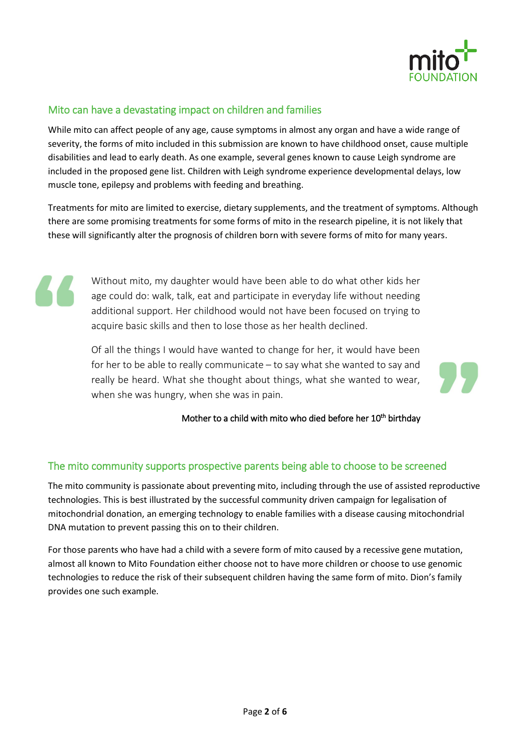## Mito can have a devastating impact on children and families

While mito can affect people of any age, cause symptoms in almost any organ and have a wide range of severity, the forms of mito included in this submission are known to have childhood onset, cause multiple disabilities and lead to early death. As one example, several genes known to cause Leigh syndrome are included in the proposed gene list. Children with Leigh syndrome experience developmental delays, low muscle tone, epilepsy and problems with feeding and breathing.

Treatments for mito are limited to exercise, dietary supplements, and the treatment of symptoms. Although there are some promising treatments for some forms of mito in the research pipeline, it is not likely that these will significantly alter the prognosis of children born with severe forms of mito for many years.

> Without mito, my daughter would have been able to do what other kids her age could do: walk, talk, eat and participate in everyday life without needing additional support. Her childhood would not have been focused on trying to acquire basic skills and then to lose those as her health declined.
>
> Of all the things I would have wanted to change for her, it would have been for her to be able to really communicate – to say what she wanted to say and really be heard. What she thought about things, what she wanted to wear, when she was hungry, when she was in pain.
>
> Mother to a child with mito who died before her 10th birthday

## The mito community supports prospective parents being able to choose to be screened

The mito community is passionate about preventing mito, including through the use of assisted reproductive technologies. This is best illustrated by the successful community driven campaign for legalisation of mitochondrial donation, an emerging technology to enable families with a disease causing mitochondrial DNA mutation to prevent passing this on to their children.

For those parents who have had a child with a severe form of mito caused by a recessive gene mutation, almost all known to Mito Foundation either choose not to have more children or choose to use genomic technologies to reduce the risk of their subsequent children having the same form of mito. Dion's family provides one such example.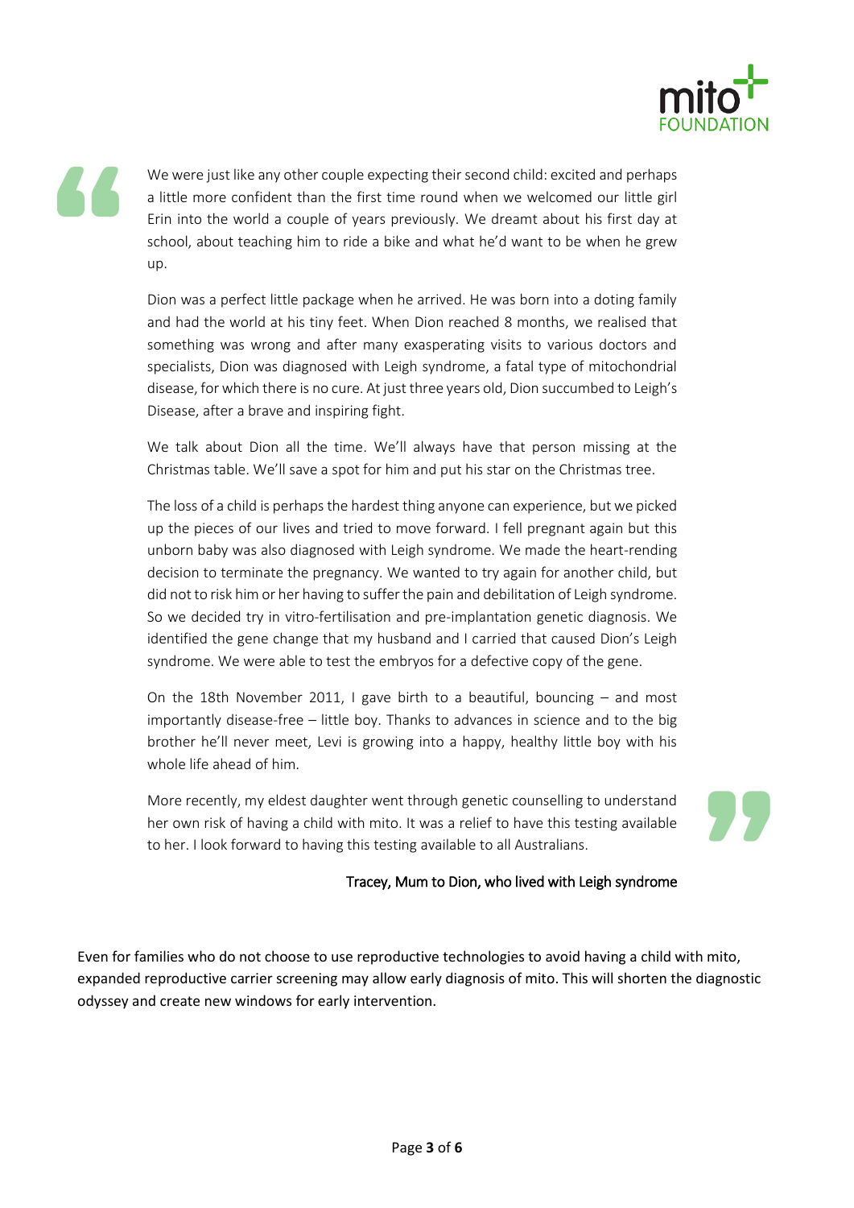> We were just like any other couple expecting their second child: excited and perhaps a little more confident than the first time round when we welcomed our little girl Erin into the world a couple of years previously. We dreamt about his first day at school, about teaching him to ride a bike and what he'd want to be when he grew up.
>
> Dion was a perfect little package when he arrived. He was born into a doting family and had the world at his tiny feet. When Dion reached 8 months, we realised that something was wrong and after many exasperating visits to various doctors and specialists, Dion was diagnosed with Leigh syndrome, a fatal type of mitochondrial disease, for which there is no cure. At just three years old, Dion succumbed to Leigh's Disease, after a brave and inspiring fight.
>
> We talk about Dion all the time. We'll always have that person missing at the Christmas table. We'll save a spot for him and put his star on the Christmas tree.
>
> The loss of a child is perhaps the hardest thing anyone can experience, but we picked up the pieces of our lives and tried to move forward. I fell pregnant again but this unborn baby was also diagnosed with Leigh syndrome. We made the heart-rending decision to terminate the pregnancy. We wanted to try again for another child, but did not to risk him or her having to suffer the pain and debilitation of Leigh syndrome. So we decided try in vitro-fertilisation and pre-implantation genetic diagnosis. We identified the gene change that my husband and I carried that caused Dion's Leigh syndrome. We were able to test the embryos for a defective copy of the gene.
>
> On the 18th November 2011, I gave birth to a beautiful, bouncing – and most importantly disease-free – little boy. Thanks to advances in science and to the big brother he'll never meet, Levi is growing into a happy, healthy little boy with his whole life ahead of him.
>
> More recently, my eldest daughter went through genetic counselling to understand her own risk of having a child with mito. It was a relief to have this testing available to her. I look forward to having this testing available to all Australians.
>
> Tracey, Mum to Dion, who lived with Leigh syndrome

Even for families who do not choose to use reproductive technologies to avoid having a child with mito, expanded reproductive carrier screening may allow early diagnosis of mito. This will shorten the diagnostic odyssey and create new windows for early intervention.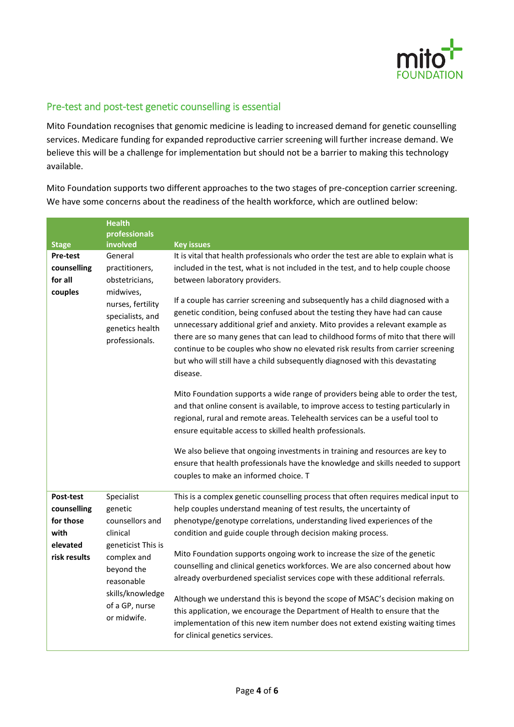## Pre-test and post-test genetic counselling is essential

Mito Foundation recognises that genomic medicine is leading to increased demand for genetic counselling services. Medicare funding for expanded reproductive carrier screening will further increase demand. We believe this will be a challenge for implementation but should not be a barrier to making this technology available.

Mito Foundation supports two different approaches to the two stages of pre-conception carrier screening. We have some concerns about the readiness of the health workforce, which are outlined below:

| Stage | Health professionals involved | Key issues |
|---|---|---|
| **Pre-test counselling for all couples** | General practitioners, obstetricians, midwives, nurses, fertility specialists, and genetics health professionals. | It is vital that health professionals who order the test are able to explain what is included in the test, what is not included in the test, and to help couple choose between laboratory providers.<br><br>If a couple has carrier screening and subsequently has a child diagnosed with a genetic condition, being confused about the testing they have had can cause unnecessary additional grief and anxiety. Mito provides a relevant example as there are so many genes that can lead to childhood forms of mito that there will continue to be couples who show no elevated risk results from carrier screening but who will still have a child subsequently diagnosed with this devastating disease.<br><br>Mito Foundation supports a wide range of providers being able to order the test, and that online consent is available, to improve access to testing particularly in regional, rural and remote areas. Telehealth services can be a useful tool to ensure equitable access to skilled health professionals.<br><br>We also believe that ongoing investments in training and resources are key to ensure that health professionals have the knowledge and skills needed to support couples to make an informed choice. T |
| **Post-test counselling for those with elevated risk results** | Specialist genetic counsellors and clinical geneticist This is complex and beyond the reasonable skills/knowledge of a GP, nurse or midwife. | This is a complex genetic counselling process that often requires medical input to help couples understand meaning of test results, the uncertainty of phenotype/genotype correlations, understanding lived experiences of the condition and guide couple through decision making process.<br><br>Mito Foundation supports ongoing work to increase the size of the genetic counselling and clinical genetics workforces. We are also concerned about how already overburdened specialist services cope with these additional referrals.<br><br>Although we understand this is beyond the scope of MSAC's decision making on this application, we encourage the Department of Health to ensure that the implementation of this new item number does not extend existing waiting times for clinical genetics services. |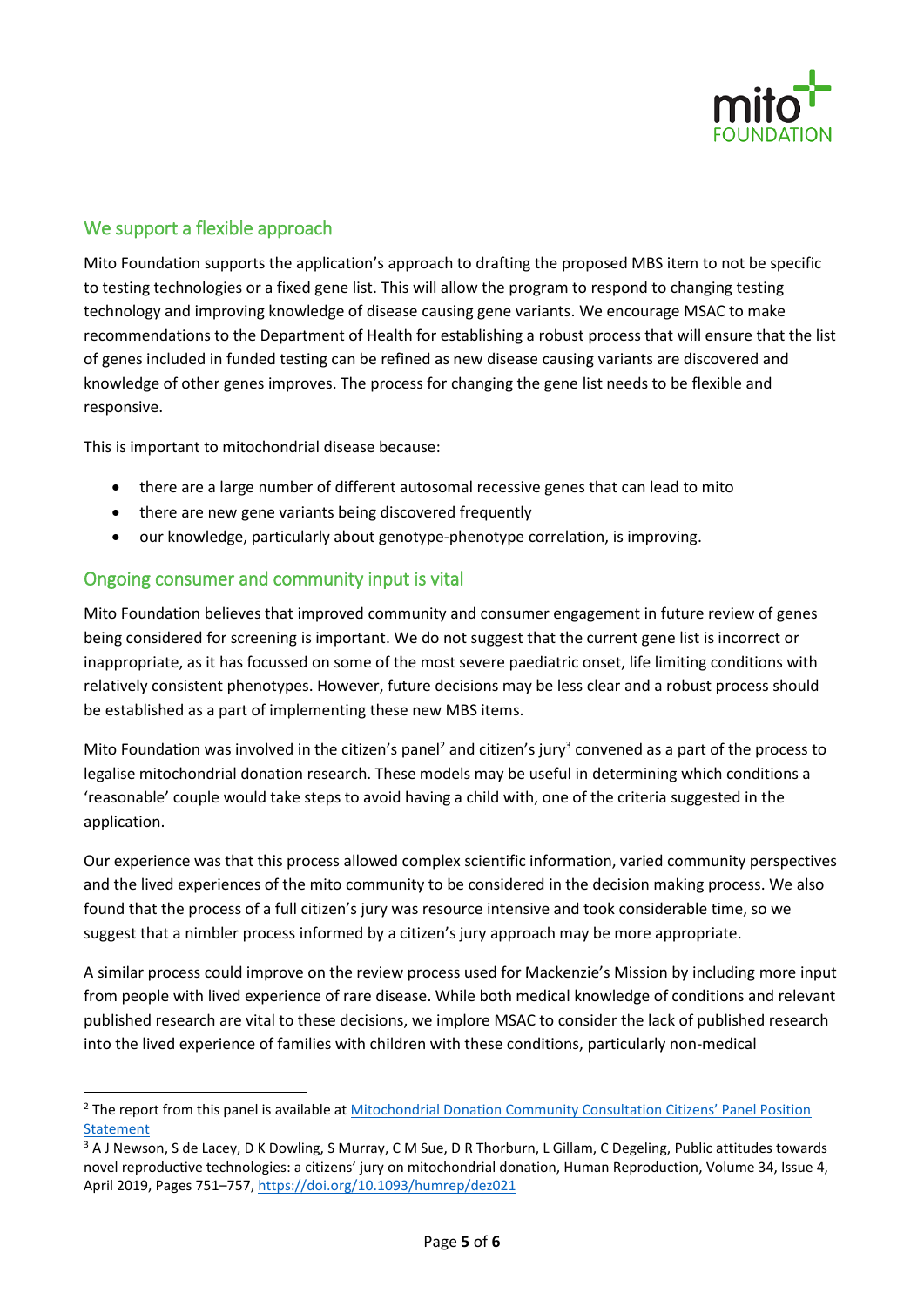## We support a flexible approach

Mito Foundation supports the application's approach to drafting the proposed MBS item to not be specific to testing technologies or a fixed gene list. This will allow the program to respond to changing testing technology and improving knowledge of disease causing gene variants. We encourage MSAC to make recommendations to the Department of Health for establishing a robust process that will ensure that the list of genes included in funded testing can be refined as new disease causing variants are discovered and knowledge of other genes improves. The process for changing the gene list needs to be flexible and responsive.

This is important to mitochondrial disease because:

- there are a large number of different autosomal recessive genes that can lead to mito
- there are new gene variants being discovered frequently
- our knowledge, particularly about genotype-phenotype correlation, is improving.

## Ongoing consumer and community input is vital

Mito Foundation believes that improved community and consumer engagement in future review of genes being considered for screening is important. We do not suggest that the current gene list is incorrect or inappropriate, as it has focussed on some of the most severe paediatric onset, life limiting conditions with relatively consistent phenotypes. However, future decisions may be less clear and a robust process should be established as a part of implementing these new MBS items.

Mito Foundation was involved in the citizen's panel[2] and citizen's jury[3] convened as a part of the process to legalise mitochondrial donation research. These models may be useful in determining which conditions a 'reasonable' couple would take steps to avoid having a child with, one of the criteria suggested in the application.

Our experience was that this process allowed complex scientific information, varied community perspectives and the lived experiences of the mito community to be considered in the decision making process. We also found that the process of a full citizen's jury was resource intensive and took considerable time, so we suggest that a nimbler process informed by a citizen's jury approach may be more appropriate.

A similar process could improve on the review process used for Mackenzie's Mission by including more input from people with lived experience of rare disease. While both medical knowledge of conditions and relevant published research are vital to these decisions, we implore MSAC to consider the lack of published research into the lived experience of families with children with these conditions, particularly non-medical

---

[2] The report from this panel is available at [Mitochondrial Donation Community Consultation Citizens' Panel Position Statement]

[3] A J Newson, S de Lacey, D K Dowling, S Murray, C M Sue, D R Thorburn, L Gillam, C Degeling, Public attitudes towards novel reproductive technologies: a citizens' jury on mitochondrial donation, Human Reproduction, Volume 34, Issue 4, April 2019, Pages 751–757, https://doi.org/10.1093/humrep/dez021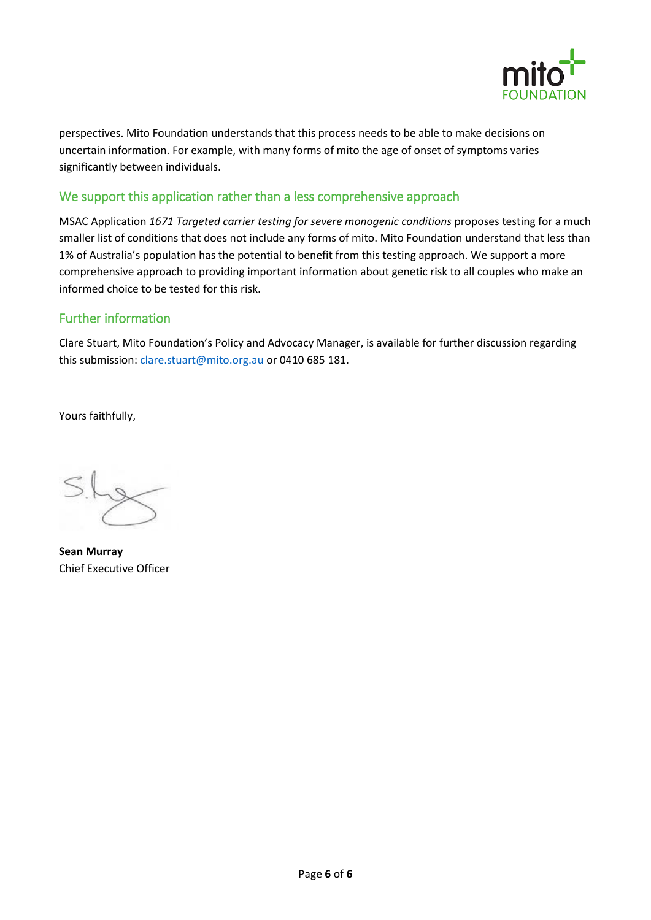perspectives. Mito Foundation understands that this process needs to be able to make decisions on uncertain information. For example, with many forms of mito the age of onset of symptoms varies significantly between individuals.

## We support this application rather than a less comprehensive approach

MSAC Application *1671 Targeted carrier testing for severe monogenic conditions* proposes testing for a much smaller list of conditions that does not include any forms of mito. Mito Foundation understand that less than 1% of Australia's population has the potential to benefit from this testing approach. We support a more comprehensive approach to providing important information about genetic risk to all couples who make an informed choice to be tested for this risk.

## Further information

Clare Stuart, Mito Foundation's Policy and Advocacy Manager, is available for further discussion regarding this submission: clare.stuart@mito.org.au or 0410 685 181.

Yours faithfully,

**Sean Murray**
Chief Executive Officer